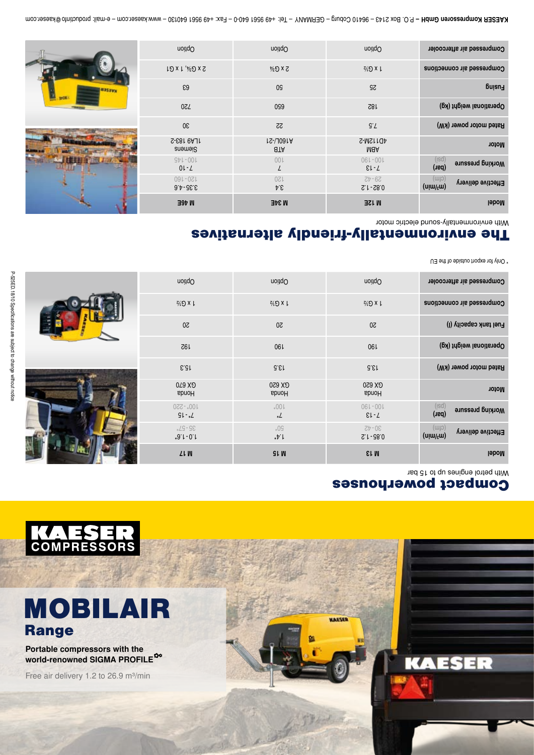# MOBILAIR

## Range

**Portable compressors with the world-renowned SIGMA PROFILE**

Free air delivery 1.2 to 26.9 m³/min

## Compact powerhouses

With petrol engines up to 15 bar

| Model | M 13 | M 15 | M 17 |
|---|---|---|---|
| Effective delivery (m³/min) (cfm) | 0.85 - 1.2<br>30 - 42 | 1.4*<br>50* | 1.0 - 1.6*<br>35 - 57* |
| Working pressure (bar) (psi) | 7 - 13<br>100 - 190 | 7*<br>100* | 7* - 15<br>100* - 220 |
| Motor | Honda<br>GX 620 | Honda<br>GX 620 | Honda<br>GX 670 |
| Rated motor power (kW) | 13.5 | 13.5 | 15.3 |
| Operational weight (kg) | 190 | 190 | 192 |
| Fuel tank capacity (l) | 20 | 20 | 20 |
| Compressed air connections | 1 x G¾ | 1 x G¾ | 1 x G¾ |
| Compressed air aftercooler | Option | Option | Option |

* Only for export outside of the EU

## The environmentally-friendly alternatives

With environmentally-sound electric motor

| Model | M 12E | M 34E | M 46E |
|---|---|---|---|
| Effective delivery (m³/min) (cfm) | 0.82 - 1.2<br>29 - 42 | 3.4<br>120 | 3.35 - 4.6<br>120 - 160 |
| Working pressure (bar) (psi) | 7 - 13<br>100 - 190 | 7<br>100 | 7 - 10<br>100 - 145 |
| Motor | ABM<br>4D112M-2 | ATB<br>A160L/-21 | Siemens<br>1LA9 183-2 |
| Rated motor power (kW) | 7.5 | 22 | 30 |
| Operational weight (kg) | 182 | 650 | 720 |
| Fusing | 25 | 50 | 63 |
| Compressed air connections | 1 x G¾ | 2 x G¾ | 2 x G¾, 1 x G1 |
| Compressed air aftercooler | Option | Option | Option |

P-825ED.18/10 Specifications are subject to change without notice

**KAESER Kompressoren GmbH** – P.O. Box 2143 – 96410 Coburg – GERMANY – Tel: +49 9561 640-0 – Fax: +49 9561 640130 – www.kaeser.com – e-mail: productinfo@kaeser.com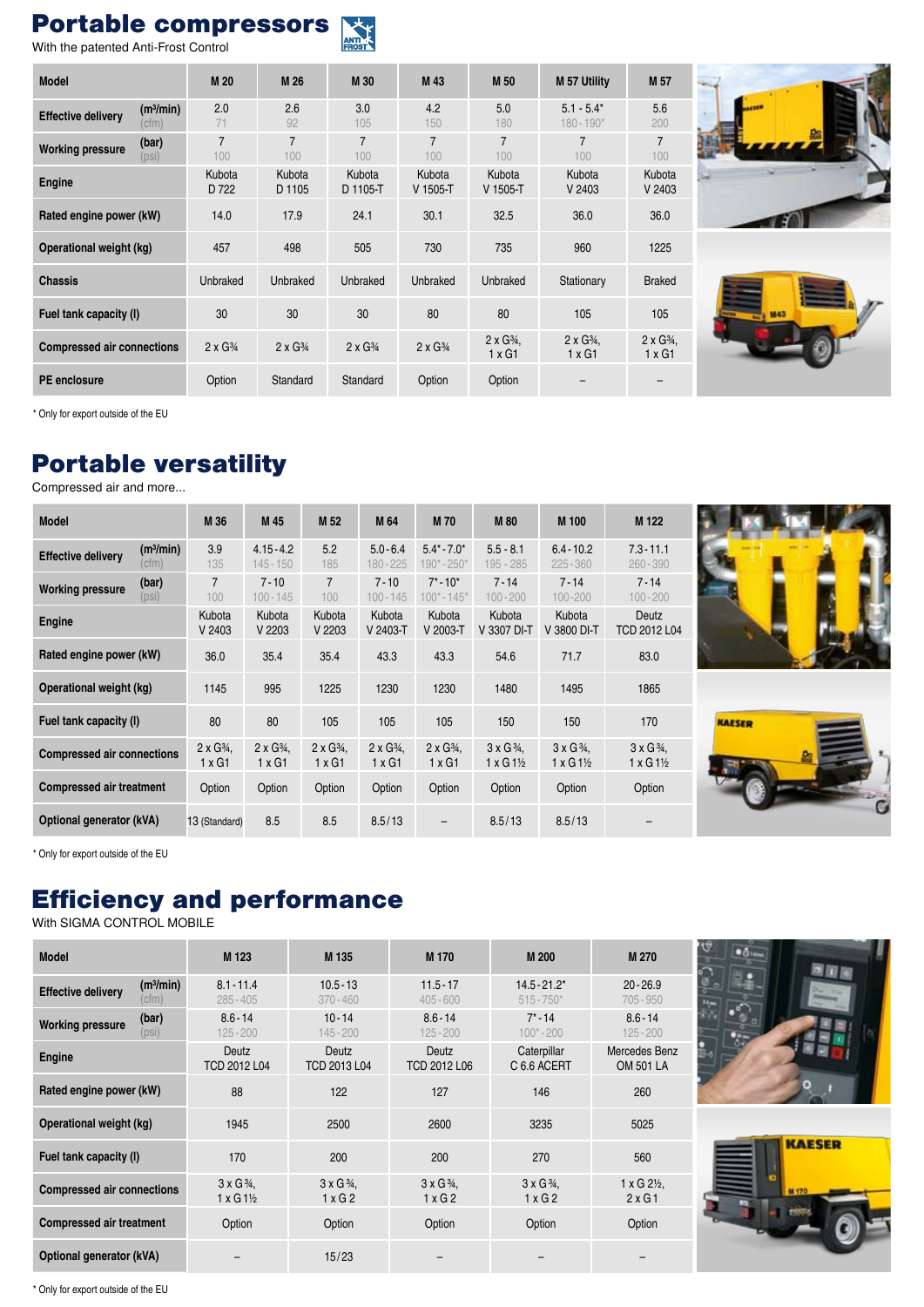# Portable compressors

With the patented Anti-Frost Control

| Model | | M 20 | M 26 | M 30 | M 43 | M 50 | M 57 Utility | M 57 |
|---|---|---|---|---|---|---|---|---|
| Effective delivery | (m³/min) | 2.0 | 2.6 | 3.0 | 4.2 | 5.0 | 5.1 - 5.4* | 5.6 |
| | (cfm) | 71 | 92 | 105 | 150 | 180 | 180 - 190* | 200 |
| Working pressure | (bar) | 7 | 7 | 7 | 7 | 7 | 7 | 7 |
| | (psi) | 100 | 100 | 100 | 100 | 100 | 100 | 100 |
| Engine | | Kubota D 722 | Kubota D 1105 | Kubota D 1105-T | Kubota V 1505-T | Kubota V 1505-T | Kubota V 2403 | Kubota V 2403 |
| Rated engine power (kW) | | 14.0 | 17.9 | 24.1 | 30.1 | 32.5 | 36.0 | 36.0 |
| Operational weight (kg) | | 457 | 498 | 505 | 730 | 735 | 960 | 1225 |
| Chassis | | Unbraked | Unbraked | Unbraked | Unbraked | Unbraked | Stationary | Braked |
| Fuel tank capacity (l) | | 30 | 30 | 30 | 80 | 80 | 105 | 105 |
| Compressed air connections | | 2 x G¾ | 2 x G¾ | 2 x G¾ | 2 x G¾ | 2 x G¾, 1 x G1 | 2 x G¾, 1 x G1 | 2 x G¾, 1 x G1 |
| PE enclosure | | Option | Standard | Standard | Option | Option | – | – |

\* Only for export outside of the EU

# Portable versatility

Compressed air and more...

| Model | | M 36 | M 45 | M 52 | M 64 | M 70 | M 80 | M 100 | M 122 |
|---|---|---|---|---|---|---|---|---|---|
| Effective delivery | (m³/min) | 3.9 | 4.15 - 4.2 | 5.2 | 5.0 - 6.4 | 5.4* - 7.0* | 5.5 - 8.1 | 6.4 - 10.2 | 7.3 - 11.1 |
| | (cfm) | 135 | 145 - 150 | 185 | 180 - 225 | 190* - 250* | 195 - 285 | 225 - 360 | 260 - 390 |
| Working pressure | (bar) | 7 | 7 - 10 | 7 | 7 - 10 | 7* - 10* | 7 - 14 | 7 - 14 | 7 - 14 |
| | (psi) | 100 | 100 - 145 | 100 | 100 - 145 | 100* - 145* | 100 - 200 | 100 - 200 | 100 - 200 |
| Engine | | Kubota V 2403 | Kubota V 2203 | Kubota V 2203 | Kubota V 2403-T | Kubota V 2003-T | Kubota V 3307 DI-T | Kubota V 3800 DI-T | Deutz TCD 2012 L04 |
| Rated engine power (kW) | | 36.0 | 35.4 | 35.4 | 43.3 | 43.3 | 54.6 | 71.7 | 83.0 |
| Operational weight (kg) | | 1145 | 995 | 1225 | 1230 | 1230 | 1480 | 1495 | 1865 |
| Fuel tank capacity (l) | | 80 | 80 | 105 | 105 | 105 | 150 | 150 | 170 |
| Compressed air connections | | 2 x G¾, 1 x G1 | 2 x G¾, 1 x G1 | 2 x G¾, 1 x G1 | 2 x G¾, 1 x G1 | 2 x G¾, 1 x G1 | 3 x G¾, 1 x G 1½ | 3 x G¾, 1 x G 1½ | 3 x G¾, 1 x G 1½ |
| Compressed air treatment | | Option | Option | Option | Option | Option | Option | Option | Option |
| Optional generator (kVA) | | 13 (Standard) | 8.5 | 8.5 | 8.5 / 13 | – | 8.5 / 13 | 8.5 / 13 | – |

\* Only for export outside of the EU

# Efficiency and performance

With SIGMA CONTROL MOBILE

| Model | | M 123 | M 135 | M 170 | M 200 | M 270 |
|---|---|---|---|---|---|---|
| Effective delivery | (m³/min) | 8.1 - 11.4 | 10.5 - 13 | 11.5 - 17 | 14.5 - 21.2* | 20 - 26.9 |
| | (cfm) | 285 - 405 | 370 - 460 | 405 - 600 | 515 - 750* | 705 - 950 |
| Working pressure | (bar) | 8.6 - 14 | 10 - 14 | 8.6 - 14 | 7* - 14 | 8.6 - 14 |
| | (psi) | 125 - 200 | 145 - 200 | 125 - 200 | 100* - 200 | 125 - 200 |
| Engine | | Deutz TCD 2012 L04 | Deutz TCD 2013 L04 | Deutz TCD 2012 L06 | Caterpillar C 6.6 ACERT | Mercedes Benz OM 501 LA |
| Rated engine power (kW) | | 88 | 122 | 127 | 146 | 260 |
| Operational weight (kg) | | 1945 | 2500 | 2600 | 3235 | 5025 |
| Fuel tank capacity (l) | | 170 | 200 | 200 | 270 | 560 |
| Compressed air connections | | 3 x G¾, 1 x G 1½ | 3 x G¾, 1 x G 2 | 3 x G¾, 1 x G 2 | 3 x G¾, 1 x G 2 | 1 x G 2½, 2 x G 1 |
| Compressed air treatment | | Option | Option | Option | Option | Option |
| Optional generator (kVA) | | – | 15 / 23 | – | – | – |

\* Only for export outside of the EU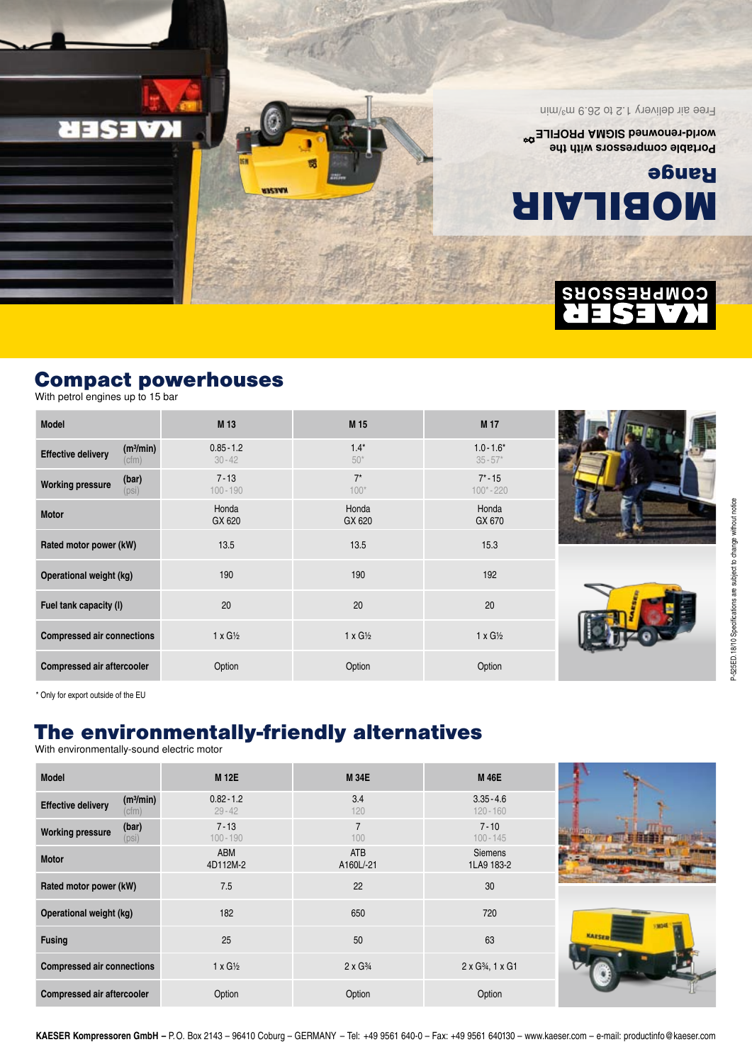# MOBILAIR Range

**Portable compressors with the world-renowned SIGMA PROFILE**

Free air delivery 1.2 to 26.9 m³/min

KAESER COMPRESSORS

## Compact powerhouses

With petrol engines up to 15 bar

| Model | | M 13 | M 15 | M 17 |
|---|---|---|---|---|
| Effective delivery | (m³/min) (cfm) | 0.85 - 1.2<br>30 - 42 | 1.4*<br>50* | 1.0 - 1.6*<br>35 - 57* |
| Working pressure | (bar) (psi) | 7 - 13<br>100 - 190 | 7*<br>100* | 7* - 15<br>100* - 220 |
| Motor | | Honda<br>GX 620 | Honda<br>GX 620 | Honda<br>GX 670 |
| Rated motor power (kW) | | 13.5 | 13.5 | 15.3 |
| Operational weight (kg) | | 190 | 190 | 192 |
| Fuel tank capacity (l) | | 20 | 20 | 20 |
| Compressed air connections | | 1 x G½ | 1 x G½ | 1 x G½ |
| Compressed air aftercooler | | Option | Option | Option |

* Only for export outside of the EU

## The environmentally-friendly alternatives

With environmentally-sound electric motor

| Model | | M 12E | M 34E | M 46E |
|---|---|---|---|---|
| Effective delivery | (m³/min) (cfm) | 0.82 - 1.2<br>29 - 42 | 3.4<br>120 | 3.35 - 4.6<br>120 - 160 |
| Working pressure | (bar) (psi) | 7 - 13<br>100 - 190 | 7<br>100 | 7 - 10<br>100 - 145 |
| Motor | | ABM<br>4D112M-2 | ATB<br>A160L/-21 | Siemens<br>1LA9 183-2 |
| Rated motor power (kW) | | 7.5 | 22 | 30 |
| Operational weight (kg) | | 182 | 650 | 720 |
| Fusing | | 25 | 50 | 63 |
| Compressed air connections | | 1 x G½ | 2 x G¾ | 2 x G¾, 1 x G1 |
| Compressed air aftercooler | | Option | Option | Option |

P-525ED.18/10 Specifications are subject to change without notice

**KAESER Kompressoren GmbH –** P.O. Box 2143 – 96410 Coburg – GERMANY – Tel: +49 9561 640-0 – Fax: +49 9561 640130 – www.kaeser.com – e-mail: productinfo@kaeser.com